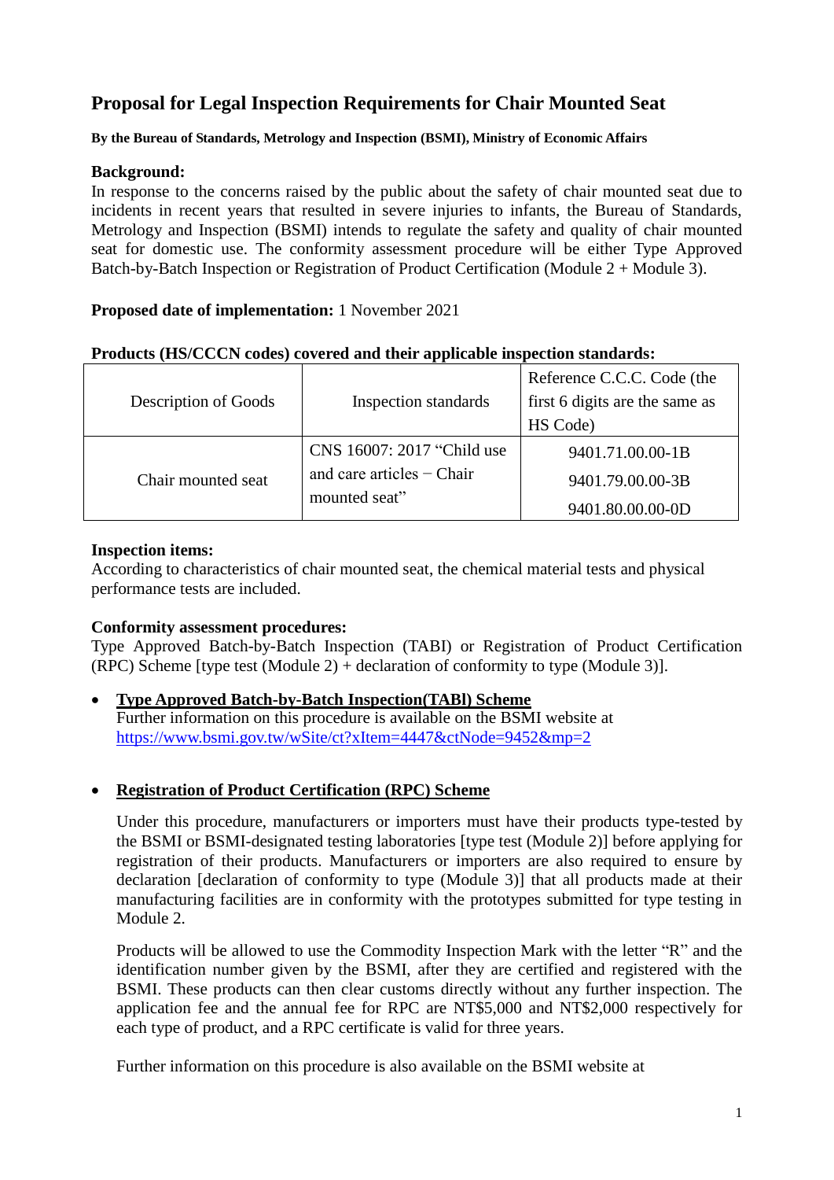# Proposal for Legal Inspection Requirements for Chair Mounted Seat

**By the Bureau of Standards, Metrology and Inspection (BSMI), Ministry of Economic Affairs**

**Background:**

In response to the concerns raised by the public about the safety of chair mounted seat due to incidents in recent years that resulted in severe injuries to infants, the Bureau of Standards, Metrology and Inspection (BSMI) intends to regulate the safety and quality of chair mounted seat for domestic use. The conformity assessment procedure will be either Type Approved Batch-by-Batch Inspection or Registration of Product Certification (Module 2 + Module 3).

**Proposed date of implementation:** 1 November 2021

**Products (HS/CCCN codes) covered and their applicable inspection standards:**

| Description of Goods | Inspection standards | Reference C.C.C. Code (the first 6 digits are the same as HS Code) |
|---|---|---|
| Chair mounted seat | CNS 16007: 2017 "Child use and care articles − Chair mounted seat" | 9401.71.00.00-1B<br>9401.79.00.00-3B<br>9401.80.00.00-0D |

**Inspection items:**

According to characteristics of chair mounted seat, the chemical material tests and physical performance tests are included.

**Conformity assessment procedures:**

Type Approved Batch-by-Batch Inspection (TABI) or Registration of Product Certification (RPC) Scheme [type test (Module 2) + declaration of conformity to type (Module 3)].

- **Type Approved Batch-by-Batch Inspection(TABI) Scheme**

  Further information on this procedure is available on the BSMI website at https://www.bsmi.gov.tw/wSite/ct?xItem=4447&ctNode=9452&mp=2

- **Registration of Product Certification (RPC) Scheme**

  Under this procedure, manufacturers or importers must have their products type-tested by the BSMI or BSMI-designated testing laboratories [type test (Module 2)] before applying for registration of their products. Manufacturers or importers are also required to ensure by declaration [declaration of conformity to type (Module 3)] that all products made at their manufacturing facilities are in conformity with the prototypes submitted for type testing in Module 2.

  Products will be allowed to use the Commodity Inspection Mark with the letter "R" and the identification number given by the BSMI, after they are certified and registered with the BSMI. These products can then clear customs directly without any further inspection. The application fee and the annual fee for RPC are NT$5,000 and NT$2,000 respectively for each type of product, and a RPC certificate is valid for three years.

  Further information on this procedure is also available on the BSMI website at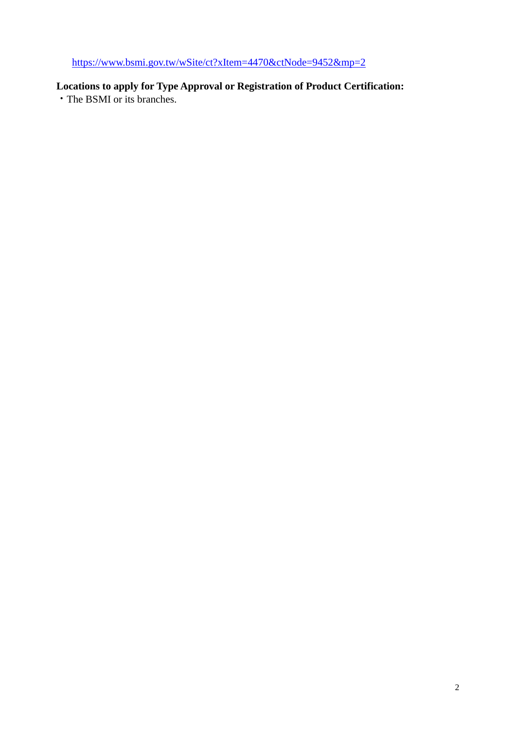https://www.bsmi.gov.tw/wSite/ct?xItem=4470&ctNode=9452&mp=2

**Locations to apply for Type Approval or Registration of Product Certification:**

・The BSMI or its branches.